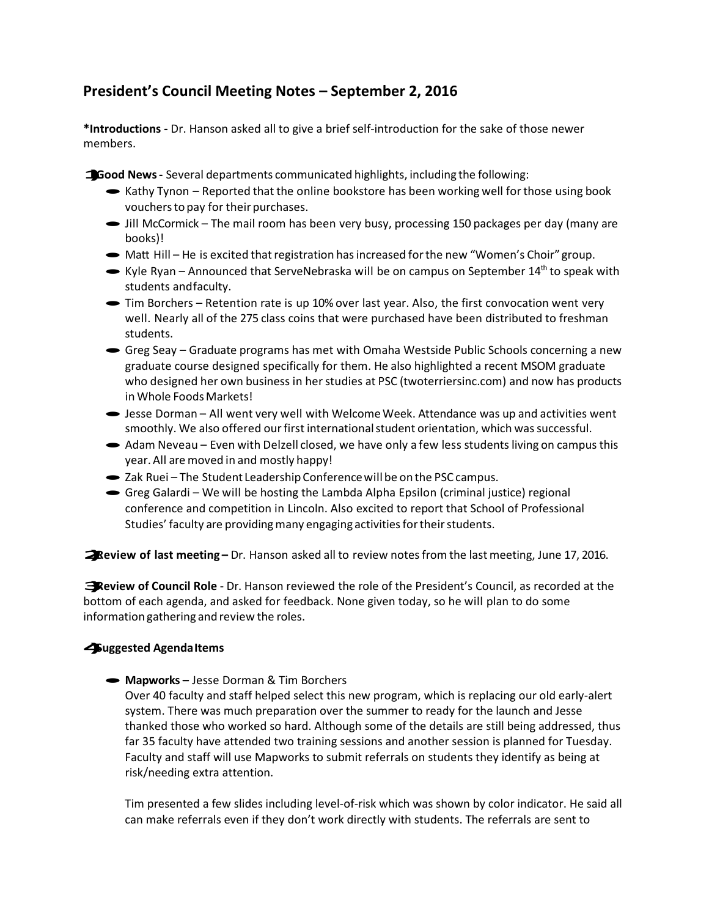## President's Council Meeting Notes – September 2, 2016

**\*Introductions -** Dr. Hanson asked all to give a brief self-introduction for the sake of those newer members.

1. **Good News -** Several departments communicated highlights, including the following:
   - Kathy Tynon – Reported that the online bookstore has been working well for those using book vouchers to pay for their purchases.
   - Jill McCormick – The mail room has been very busy, processing 150 packages per day (many are books)!
   - Matt Hill – He is excited that registration has increased for the new "Women's Choir" group.
   - Kyle Ryan – Announced that ServeNebraska will be on campus on September 14th to speak with students and faculty.
   - Tim Borchers – Retention rate is up 10% over last year. Also, the first convocation went very well. Nearly all of the 275 class coins that were purchased have been distributed to freshman students.
   - Greg Seay – Graduate programs has met with Omaha Westside Public Schools concerning a new graduate course designed specifically for them. He also highlighted a recent MSOM graduate who designed her own business in her studies at PSC (twoterriersinc.com) and now has products in Whole Foods Markets!
   - Jesse Dorman – All went very well with Welcome Week. Attendance was up and activities went smoothly. We also offered our first international student orientation, which was successful.
   - Adam Neveau – Even with Delzell closed, we have only a few less students living on campus this year. All are moved in and mostly happy!
   - Zak Ruei – The Student Leadership Conference will be on the PSC campus.
   - Greg Galardi – We will be hosting the Lambda Alpha Epsilon (criminal justice) regional conference and competition in Lincoln. Also excited to report that School of Professional Studies' faculty are providing many engaging activities for their students.

2. **Review of last meeting –** Dr. Hanson asked all to review notes from the last meeting, June 17, 2016.

3. **Review of Council Role** - Dr. Hanson reviewed the role of the President's Council, as recorded at the bottom of each agenda, and asked for feedback. None given today, so he will plan to do some information gathering and review the roles.

4. **Suggested Agenda Items**

   - **Mapworks –** Jesse Dorman & Tim Borchers
     Over 40 faculty and staff helped select this new program, which is replacing our old early-alert system. There was much preparation over the summer to ready for the launch and Jesse thanked those who worked so hard. Although some of the details are still being addressed, thus far 35 faculty have attended two training sessions and another session is planned for Tuesday. Faculty and staff will use Mapworks to submit referrals on students they identify as being at risk/needing extra attention.

     Tim presented a few slides including level-of-risk which was shown by color indicator. He said all can make referrals even if they don't work directly with students. The referrals are sent to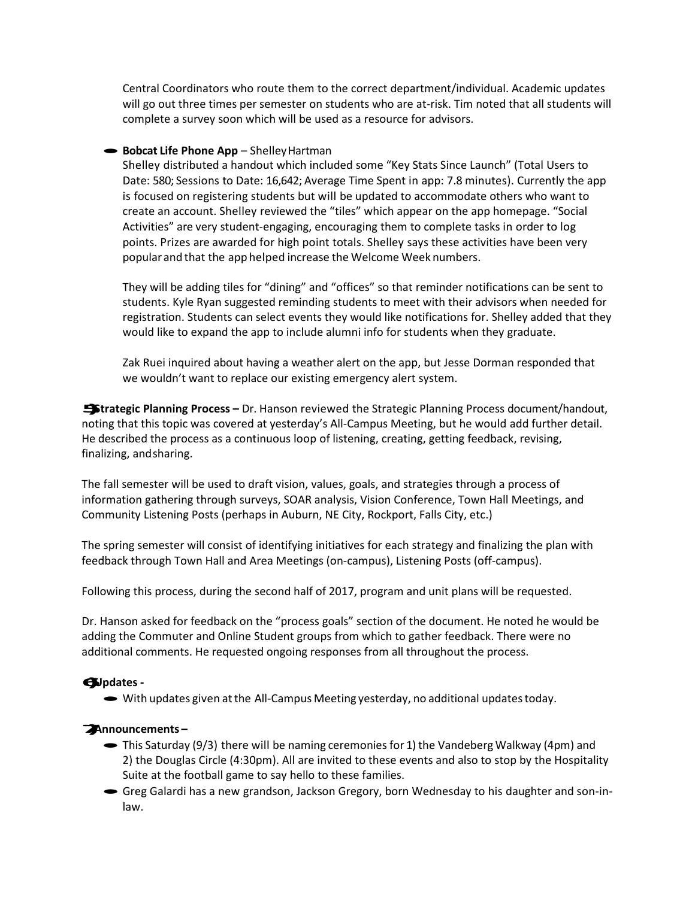Central Coordinators who route them to the correct department/individual. Academic updates will go out three times per semester on students who are at-risk. Tim noted that all students will complete a survey soon which will be used as a resource for advisors.

- **Bobcat Life Phone App** – Shelley Hartman
  Shelley distributed a handout which included some "Key Stats Since Launch" (Total Users to Date: 580; Sessions to Date: 16,642; Average Time Spent in app: 7.8 minutes). Currently the app is focused on registering students but will be updated to accommodate others who want to create an account. Shelley reviewed the "tiles" which appear on the app homepage. "Social Activities" are very student-engaging, encouraging them to complete tasks in order to log points. Prizes are awarded for high point totals. Shelley says these activities have been very popular and that the app helped increase the Welcome Week numbers.

  They will be adding tiles for "dining" and "offices" so that reminder notifications can be sent to students. Kyle Ryan suggested reminding students to meet with their advisors when needed for registration. Students can select events they would like notifications for. Shelley added that they would like to expand the app to include alumni info for students when they graduate.

  Zak Ruei inquired about having a weather alert on the app, but Jesse Dorman responded that we wouldn't want to replace our existing emergency alert system.

5. **Strategic Planning Process –** Dr. Hanson reviewed the Strategic Planning Process document/handout, noting that this topic was covered at yesterday's All-Campus Meeting, but he would add further detail. He described the process as a continuous loop of listening, creating, getting feedback, revising, finalizing, and sharing.

The fall semester will be used to draft vision, values, goals, and strategies through a process of information gathering through surveys, SOAR analysis, Vision Conference, Town Hall Meetings, and Community Listening Posts (perhaps in Auburn, NE City, Rockport, Falls City, etc.)

The spring semester will consist of identifying initiatives for each strategy and finalizing the plan with feedback through Town Hall and Area Meetings (on-campus), Listening Posts (off-campus).

Following this process, during the second half of 2017, program and unit plans will be requested.

Dr. Hanson asked for feedback on the "process goals" section of the document. He noted he would be adding the Commuter and Online Student groups from which to gather feedback. There were no additional comments. He requested ongoing responses from all throughout the process.

6. **Updates -**
   - With updates given at the All-Campus Meeting yesterday, no additional updates today.

7. **Announcements –**
   - This Saturday (9/3) there will be naming ceremonies for 1) the Vandeberg Walkway (4pm) and 2) the Douglas Circle (4:30pm). All are invited to these events and also to stop by the Hospitality Suite at the football game to say hello to these families.
   - Greg Galardi has a new grandson, Jackson Gregory, born Wednesday to his daughter and son-in-law.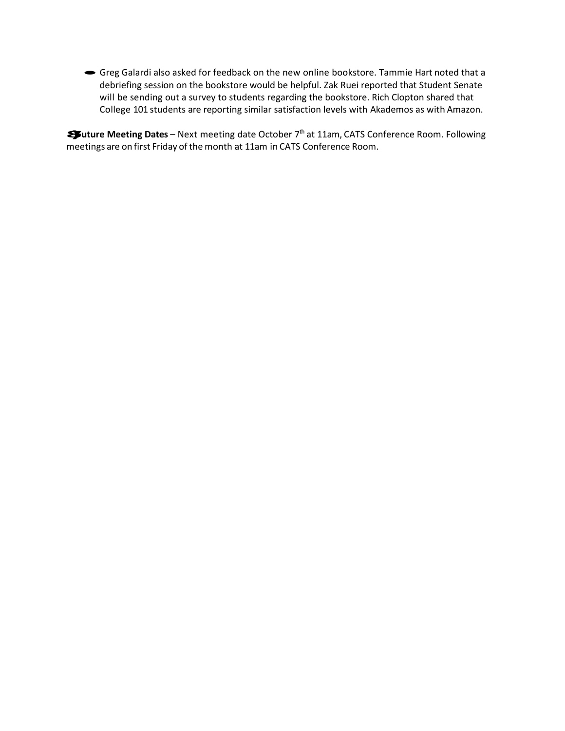- Greg Galardi also asked for feedback on the new online bookstore. Tammie Hart noted that a debriefing session on the bookstore would be helpful. Zak Ruei reported that Student Senate will be sending out a survey to students regarding the bookstore. Rich Clopton shared that College 101 students are reporting similar satisfaction levels with Akademos as with Amazon.

**Future Meeting Dates** – Next meeting date October 7th at 11am, CATS Conference Room. Following meetings are on first Friday of the month at 11am in CATS Conference Room.